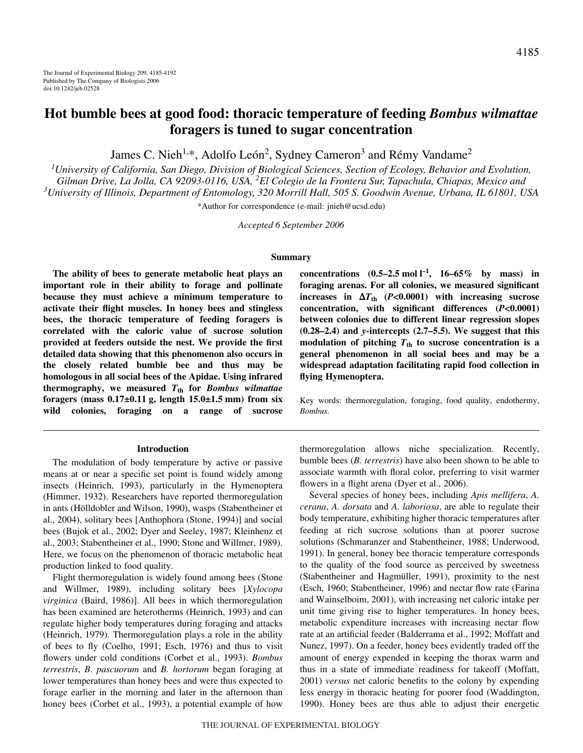The Journal of Experimental Biology 209, 4185-4192
Published by The Company of Biologists 2006
doi:10.1242/jeb.02528

# Hot bumble bees at good food: thoracic temperature of feeding *Bombus wilmattae* foragers is tuned to sugar concentration

James C. Nieh[1,*], Adolfo León[2], Sydney Cameron[3] and Rémy Vandame[2]

[1]*University of California, San Diego, Division of Biological Sciences, Section of Ecology, Behavior and Evolution, Gilman Drive, La Jolla, CA 92093-0116, USA,* [2]*El Colegio de la Frontera Sur, Tapachula, Chiapas, Mexico and* [3]*University of Illinois, Department of Entomology, 320 Morrill Hall, 505 S. Goodwin Avenue, Urbana, IL 61801, USA*

*Author for correspondence (e-mail: jnieh@ucsd.edu)

*Accepted 6 September 2006*

## Summary

**The ability of bees to generate metabolic heat plays an important role in their ability to forage and pollinate because they must achieve a minimum temperature to activate their flight muscles. In honey bees and stingless bees, the thoracic temperature of feeding foragers is correlated with the caloric value of sucrose solution provided at feeders outside the nest. We provide the first detailed data showing that this phenomenon also occurs in the closely related bumble bee and thus may be homologous in all social bees of the Apidae. Using infrared thermography, we measured $T_{th}$ for *Bombus wilmattae* foragers (mass 0.17±0.11 g, length 15.0±1.5 mm) from six wild colonies, foraging on a range of sucrose concentrations (0.5–2.5 mol $l^{-1}$, 16–65% by mass) in foraging arenas. For all colonies, we measured significant increases in $\Delta T_{th}$ ($P$<0.0001) with increasing sucrose concentration, with significant differences ($P$<0.0001) between colonies due to different linear regression slopes (0.28–2.4) and *y*-intercepts (2.7–5.5). We suggest that this modulation of pitching $T_{th}$ to sucrose concentration is a general phenomenon in all social bees and may be a widespread adaptation facilitating rapid food collection in flying Hymenoptera.**

Key words: thermoregulation, foraging, food quality, endothermy, *Bombus.*

## Introduction

The modulation of body temperature by active or passive means at or near a specific set point is found widely among insects (Heinrich, 1993), particularly in the Hymenoptera (Himmer, 1932). Researchers have reported thermoregulation in ants (Hölldobler and Wilson, 1990), wasps (Stabentheiner et al., 2004), solitary bees [Anthophora (Stone, 1994)] and social bees (Bujok et al., 2002; Dyer and Seeley, 1987; Kleinhenz et al., 2003; Stabentheiner et al., 1990; Stone and Willmer, 1989). Here, we focus on the phenomenon of thoracic metabolic heat production linked to food quality.

Flight thermoregulation is widely found among bees (Stone and Willmer, 1989), including solitary bees [*Xylocopa virginica* (Baird, 1986)]. All bees in which thermoregulation has been examined are heterotherms (Heinrich, 1993) and can regulate higher body temperatures during foraging and attacks (Heinrich, 1979). Thermoregulation plays a role in the ability of bees to fly (Coelho, 1991; Esch, 1976) and thus to visit flowers under cold conditions (Corbet et al., 1993). *Bombus terrestris*, *B. pascuorum* and *B. hortorum* began foraging at lower temperatures than honey bees and were thus expected to forage earlier in the morning and later in the afternoon than honey bees (Corbet et al., 1993), a potential example of how thermoregulation allows niche specialization. Recently, bumble bees (*B. terrestris*) have also been shown to be able to associate warmth with floral color, preferring to visit warmer flowers in a flight arena (Dyer et al., 2006).

Several species of honey bees, including *Apis mellifera*, *A. cerana*, *A. dorsata* and *A. laboriosa*, are able to regulate their body temperature, exhibiting higher thoracic temperatures after feeding at rich sucrose solutions than at poorer sucrose solutions (Schmaranzer and Stabentheiner, 1988; Underwood, 1991). In general, honey bee thoracic temperature corresponds to the quality of the food source as perceived by sweetness (Stabentheiner and Hagmüller, 1991), proximity to the nest (Esch, 1960; Stabentheiner, 1996) and nectar flow rate (Farina and Wainselboim, 2001), with increasing net caloric intake per unit time giving rise to higher temperatures. In honey bees, metabolic expenditure increases with increasing nectar flow rate at an artificial feeder (Balderrama et al., 1992; Moffatt and Nunez, 1997). On a feeder, honey bees evidently traded off the amount of energy expended in keeping the thorax warm and thus in a state of immediate readiness for takeoff (Moffatt, 2001) *versus* net caloric benefits to the colony by expending less energy in thoracic heating for poorer food (Waddington, 1990). Honey bees are thus able to adjust their energetic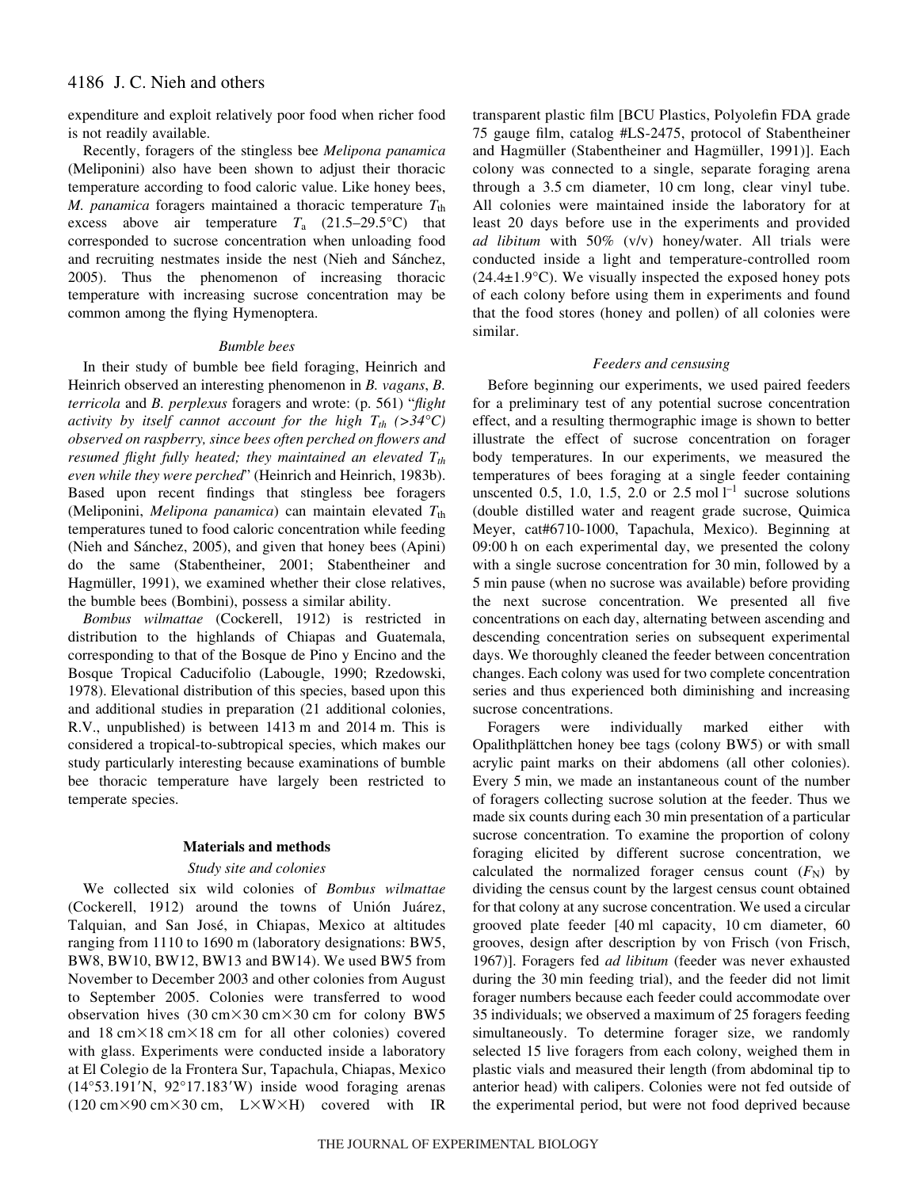expenditure and exploit relatively poor food when richer food is not readily available.

Recently, foragers of the stingless bee *Melipona panamica* (Meliponini) also have been shown to adjust their thoracic temperature according to food caloric value. Like honey bees, *M. panamica* foragers maintained a thoracic temperature $T_{th}$ excess above air temperature $T_a$ (21.5–29.5°C) that corresponded to sucrose concentration when unloading food and recruiting nestmates inside the nest (Nieh and Sánchez, 2005). Thus the phenomenon of increasing thoracic temperature with increasing sucrose concentration may be common among the flying Hymenoptera.

### *Bumble bees*

In their study of bumble bee field foraging, Heinrich and Heinrich observed an interesting phenomenon in *B. vagans*, *B. terricola* and *B. perplexus* foragers and wrote: (p. 561) "*flight activity by itself cannot account for the high $T_{th}$ (>34°C) observed on raspberry, since bees often perched on flowers and resumed flight fully heated; they maintained an elevated $T_{th}$ even while they were perched*" (Heinrich and Heinrich, 1983b). Based upon recent findings that stingless bee foragers (Meliponini, *Melipona panamica*) can maintain elevated $T_{th}$ temperatures tuned to food caloric concentration while feeding (Nieh and Sánchez, 2005), and given that honey bees (Apini) do the same (Stabentheiner, 2001; Stabentheiner and Hagmüller, 1991), we examined whether their close relatives, the bumble bees (Bombini), possess a similar ability.

*Bombus wilmattae* (Cockerell, 1912) is restricted in distribution to the highlands of Chiapas and Guatemala, corresponding to that of the Bosque de Pino y Encino and the Bosque Tropical Caducifolio (Labougle, 1990; Rzedowski, 1978). Elevational distribution of this species, based upon this and additional studies in preparation (21 additional colonies, R.V., unpublished) is between 1413 m and 2014 m. This is considered a tropical-to-subtropical species, which makes our study particularly interesting because examinations of bumble bee thoracic temperature have largely been restricted to temperate species.

## Materials and methods

### *Study site and colonies*

We collected six wild colonies of *Bombus wilmattae* (Cockerell, 1912) around the towns of Unión Juárez, Talquian, and San José, in Chiapas, Mexico at altitudes ranging from 1110 to 1690 m (laboratory designations: BW5, BW8, BW10, BW12, BW13 and BW14). We used BW5 from November to December 2003 and other colonies from August to September 2005. Colonies were transferred to wood observation hives (30 cm×30 cm×30 cm for colony BW5 and 18 cm×18 cm×18 cm for all other colonies) covered with glass. Experiments were conducted inside a laboratory at El Colegio de la Frontera Sur, Tapachula, Chiapas, Mexico (14°53.191′N, 92°17.183′W) inside wood foraging arenas (120 cm×90 cm×30 cm, L×W×H) covered with IR transparent plastic film [BCU Plastics, Polyolefin FDA grade 75 gauge film, catalog #LS-2475, protocol of Stabentheiner and Hagmüller (Stabentheiner and Hagmüller, 1991)]. Each colony was connected to a single, separate foraging arena through a 3.5 cm diameter, 10 cm long, clear vinyl tube. All colonies were maintained inside the laboratory for at least 20 days before use in the experiments and provided *ad libitum* with 50% (v/v) honey/water. All trials were conducted inside a light and temperature-controlled room (24.4±1.9°C). We visually inspected the exposed honey pots of each colony before using them in experiments and found that the food stores (honey and pollen) of all colonies were similar.

### *Feeders and censusing*

Before beginning our experiments, we used paired feeders for a preliminary test of any potential sucrose concentration effect, and a resulting thermographic image is shown to better illustrate the effect of sucrose concentration on forager body temperatures. In our experiments, we measured the temperatures of bees foraging at a single feeder containing unscented 0.5, 1.0, 1.5, 2.0 or 2.5 mol $l^{-1}$ sucrose solutions (double distilled water and reagent grade sucrose, Quimica Meyer, cat#6710-1000, Tapachula, Mexico). Beginning at 09:00 h on each experimental day, we presented the colony with a single sucrose concentration for 30 min, followed by a 5 min pause (when no sucrose was available) before providing the next sucrose concentration. We presented all five concentrations on each day, alternating between ascending and descending concentration series on subsequent experimental days. We thoroughly cleaned the feeder between concentration changes. Each colony was used for two complete concentration series and thus experienced both diminishing and increasing sucrose concentrations.

Foragers were individually marked either with Opalithplättchen honey bee tags (colony BW5) or with small acrylic paint marks on their abdomens (all other colonies). Every 5 min, we made an instantaneous count of the number of foragers collecting sucrose solution at the feeder. Thus we made six counts during each 30 min presentation of a particular sucrose concentration. To examine the proportion of colony foraging elicited by different sucrose concentration, we calculated the normalized forager census count ($F_N$) by dividing the census count by the largest census count obtained for that colony at any sucrose concentration. We used a circular grooved plate feeder [40 ml capacity, 10 cm diameter, 60 grooves, design after description by von Frisch (von Frisch, 1967)]. Foragers fed *ad libitum* (feeder was never exhausted during the 30 min feeding trial), and the feeder did not limit forager numbers because each feeder could accommodate over 35 individuals; we observed a maximum of 25 foragers feeding simultaneously. To determine forager size, we randomly selected 15 live foragers from each colony, weighed them in plastic vials and measured their length (from abdominal tip to anterior head) with calipers. Colonies were not fed outside of the experimental period, but were not food deprived because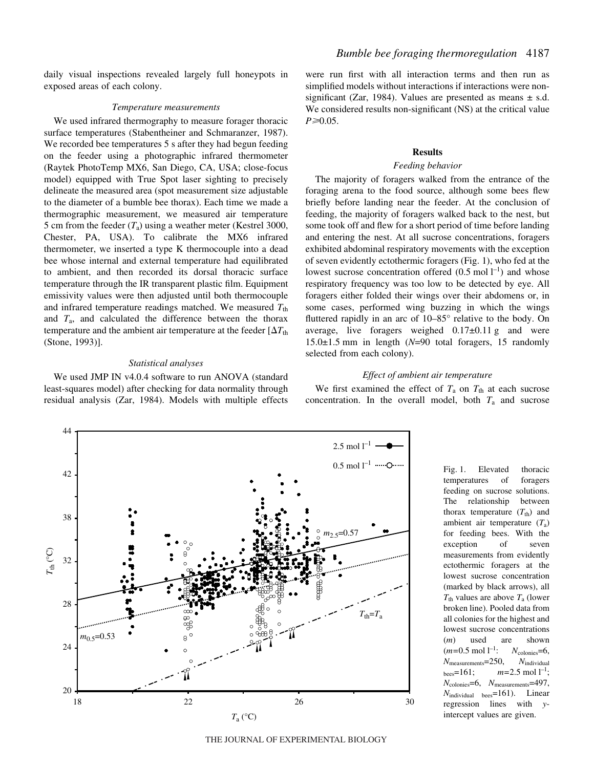daily visual inspections revealed largely full honeypots in exposed areas of each colony.

### *Temperature measurements*

We used infrared thermography to measure forager thoracic surface temperatures (Stabentheiner and Schmaranzer, 1987). We recorded bee temperatures 5 s after they had begun feeding on the feeder using a photographic infrared thermometer (Raytek PhotoTemp MX6, San Diego, CA, USA; close-focus model) equipped with True Spot laser sighting to precisely delineate the measured area (spot measurement size adjustable to the diameter of a bumble bee thorax). Each time we made a thermographic measurement, we measured air temperature 5 cm from the feeder ($T_a$) using a weather meter (Kestrel 3000, Chester, PA, USA). To calibrate the MX6 infrared thermometer, we inserted a type K thermocouple into a dead bee whose internal and external temperature had equilibrated to ambient, and then recorded its dorsal thoracic surface temperature through the IR transparent plastic film. Equipment emissivity values were then adjusted until both thermocouple and infrared temperature readings matched. We measured $T_{th}$ and $T_a$, and calculated the difference between the thorax temperature and the ambient air temperature at the feeder [$\Delta T_{th}$ (Stone, 1993)].

### *Statistical analyses*

We used JMP IN v4.0.4 software to run ANOVA (standard least-squares model) after checking for data normality through residual analysis (Zar, 1984). Models with multiple effects were run first with all interaction terms and then run as simplified models without interactions if interactions were non-significant (Zar, 1984). Values are presented as means ± s.d. We considered results non-significant (NS) at the critical value $P \geqslant 0.05$.

## Results

### *Feeding behavior*

The majority of foragers walked from the entrance of the foraging arena to the food source, although some bees flew briefly before landing near the feeder. At the conclusion of feeding, the majority of foragers walked back to the nest, but some took off and flew for a short period of time before landing and entering the nest. At all sucrose concentrations, foragers exhibited abdominal respiratory movements with the exception of seven evidently ectothermic foragers (Fig. 1), who fed at the lowest sucrose concentration offered (0.5 mol $l^{-1}$) and whose respiratory frequency was too low to be detected by eye. All foragers either folded their wings over their abdomens or, in some cases, performed wing buzzing in which the wings fluttered rapidly in an arc of 10–85° relative to the body. On average, live foragers weighed 0.17±0.11 g and were 15.0±1.5 mm in length ($N$=90 total foragers, 15 randomly selected from each colony).

### *Effect of ambient air temperature*

We first examined the effect of $T_a$ on $T_{th}$ at each sucrose concentration. In the overall model, both $T_a$ and sucrose

Fig. 1. Elevated thoracic temperatures of foragers feeding on sucrose solutions. The relationship between thorax temperature ($T_{th}$) and ambient air temperature ($T_a$) for feeding bees. With the exception of seven measurements from evidently ectothermic foragers at the lowest sucrose concentration (marked by black arrows), all $T_{th}$ values are above $T_a$ (lower broken line). Pooled data from all colonies for the highest and lowest sucrose concentrations ($m$) used are shown ($m$=0.5 mol $l^{-1}$: $N_{colonies}$=6, $N_{measurements}$=250, $N_{individual\ bees}$=161; $m$=2.5 mol $l^{-1}$; $N_{colonies}$=6, $N_{measurements}$=497, $N_{individual\ bees}$=161). Linear regression lines with $y$-intercept values are given.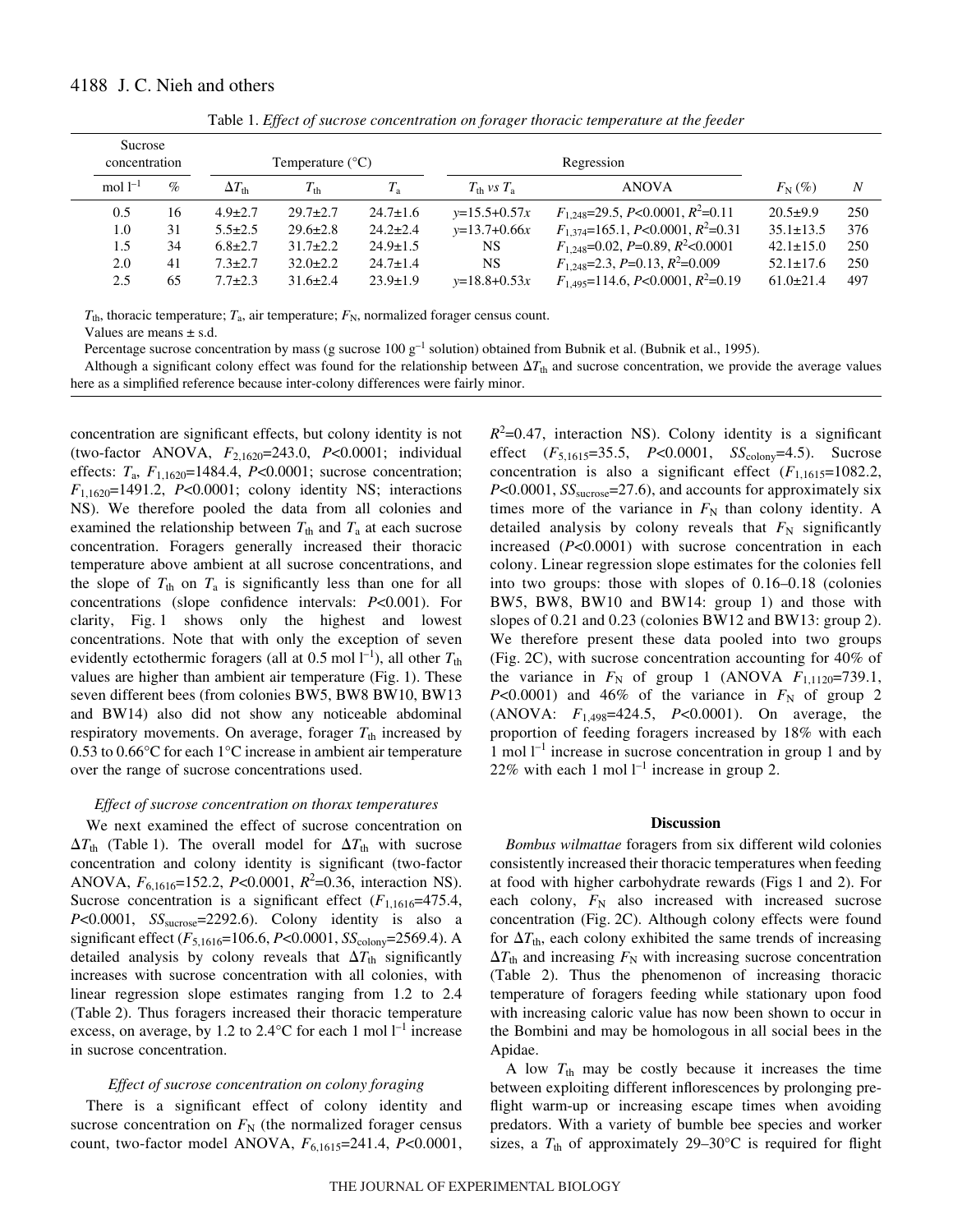Table 1. *Effect of sucrose concentration on forager thoracic temperature at the feeder*

| Sucrose concentration | | Temperature (°C) | | | Regression | | | |
|---|---|---|---|---|---|---|---|---|
| mol $l^{-1}$ | % | $\Delta T_{th}$ | $T_{th}$ | $T_a$ | $T_{th}$ *vs* $T_a$ | ANOVA | $F_N$ (%) | *N* |
| 0.5 | 16 | 4.9±2.7 | 29.7±2.7 | 24.7±1.6 | $y$=15.5+0.57$x$ | $F_{1,248}$=29.5, $P$<0.0001, $R^2$=0.11 | 20.5±9.9 | 250 |
| 1.0 | 31 | 5.5±2.5 | 29.6±2.8 | 24.2±2.4 | $y$=13.7+0.66$x$ | $F_{1,374}$=165.1, $P$<0.0001, $R^2$=0.31 | 35.1±13.5 | 376 |
| 1.5 | 34 | 6.8±2.7 | 31.7±2.2 | 24.9±1.5 | NS | $F_{1,248}$=0.02, $P$=0.89, $R^2$<0.0001 | 42.1±15.0 | 250 |
| 2.0 | 41 | 7.3±2.7 | 32.0±2.2 | 24.7±1.4 | NS | $F_{1,248}$=2.3, $P$=0.13, $R^2$=0.009 | 52.1±17.6 | 250 |
| 2.5 | 65 | 7.7±2.3 | 31.6±2.4 | 23.9±1.9 | $y$=18.8+0.53$x$ | $F_{1,495}$=114.6, $P$<0.0001, $R^2$=0.19 | 61.0±21.4 | 497 |

$T_{th}$, thoracic temperature; $T_a$, air temperature; $F_N$, normalized forager census count.

Values are means ± s.d.

Percentage sucrose concentration by mass (g sucrose 100 $g^{-1}$ solution) obtained from Bubnik et al. (Bubnik et al., 1995).

Although a significant colony effect was found for the relationship between $\Delta T_{th}$ and sucrose concentration, we provide the average values here as a simplified reference because inter-colony differences were fairly minor.

concentration are significant effects, but colony identity is not (two-factor ANOVA, $F_{2,1620}$=243.0, $P$<0.0001; individual effects: $T_a$, $F_{1,1620}$=1484.4, $P$<0.0001; sucrose concentration; $F_{1,1620}$=1491.2, $P$<0.0001; colony identity NS; interactions NS). We therefore pooled the data from all colonies and examined the relationship between $T_{th}$ and $T_a$ at each sucrose concentration. Foragers generally increased their thoracic temperature above ambient at all sucrose concentrations, and the slope of $T_{th}$ on $T_a$ is significantly less than one for all concentrations (slope confidence intervals: $P$<0.001). For clarity, Fig. 1 shows only the highest and lowest concentrations. Note that with only the exception of seven evidently ectothermic foragers (all at 0.5 mol $l^{-1}$), all other $T_{th}$ values are higher than ambient air temperature (Fig. 1). These seven different bees (from colonies BW5, BW8 BW10, BW13 and BW14) also did not show any noticeable abdominal respiratory movements. On average, forager $T_{th}$ increased by 0.53 to 0.66°C for each 1°C increase in ambient air temperature over the range of sucrose concentrations used.

### *Effect of sucrose concentration on thorax temperatures*

We next examined the effect of sucrose concentration on $\Delta T_{th}$ (Table 1). The overall model for $\Delta T_{th}$ with sucrose concentration and colony identity is significant (two-factor ANOVA, $F_{6,1616}$=152.2, $P$<0.0001, $R^2$=0.36, interaction NS). Sucrose concentration is a significant effect ($F_{1,1616}$=475.4, $P$<0.0001, $SS_{sucrose}$=2292.6). Colony identity is also a significant effect ($F_{5,1616}$=106.6, $P$<0.0001, $SS_{colony}$=2569.4). A detailed analysis by colony reveals that $\Delta T_{th}$ significantly increases with sucrose concentration with all colonies, with linear regression slope estimates ranging from 1.2 to 2.4 (Table 2). Thus foragers increased their thoracic temperature excess, on average, by 1.2 to 2.4°C for each 1 mol $l^{-1}$ increase in sucrose concentration.

### *Effect of sucrose concentration on colony foraging*

There is a significant effect of colony identity and sucrose concentration on $F_N$ (the normalized forager census count, two-factor model ANOVA, $F_{6,1615}$=241.4, $P$<0.0001, $R^2$=0.47, interaction NS). Colony identity is a significant effect ($F_{5,1615}$=35.5, $P$<0.0001, $SS_{colony}$=4.5). Sucrose concentration is also a significant effect ($F_{1,1615}$=1082.2, $P$<0.0001, $SS_{sucrose}$=27.6), and accounts for approximately six times more of the variance in $F_N$ than colony identity. A detailed analysis by colony reveals that $F_N$ significantly increased ($P$<0.0001) with sucrose concentration in each colony. Linear regression slope estimates for the colonies fell into two groups: those with slopes of 0.16–0.18 (colonies BW5, BW8, BW10 and BW14: group 1) and those with slopes of 0.21 and 0.23 (colonies BW12 and BW13: group 2). We therefore present these data pooled into two groups (Fig. 2C), with sucrose concentration accounting for 40% of the variance in $F_N$ of group 1 (ANOVA $F_{1,1120}$=739.1, $P$<0.0001) and 46% of the variance in $F_N$ of group 2 (ANOVA: $F_{1,498}$=424.5, $P$<0.0001). On average, the proportion of feeding foragers increased by 18% with each 1 mol $l^{-1}$ increase in sucrose concentration in group 1 and by 22% with each 1 mol $l^{-1}$ increase in group 2.

## Discussion

*Bombus wilmattae* foragers from six different wild colonies consistently increased their thoracic temperatures when feeding at food with higher carbohydrate rewards (Figs 1 and 2). For each colony, $F_N$ also increased with increased sucrose concentration (Fig. 2C). Although colony effects were found for $\Delta T_{th}$, each colony exhibited the same trends of increasing $\Delta T_{th}$ and increasing $F_N$ with increasing sucrose concentration (Table 2). Thus the phenomenon of increasing thoracic temperature of foragers feeding while stationary upon food with increasing caloric value has now been shown to occur in the Bombini and may be homologous in all social bees in the Apidae.

A low $T_{th}$ may be costly because it increases the time between exploiting different inflorescences by prolonging pre-flight warm-up or increasing escape times when avoiding predators. With a variety of bumble bee species and worker sizes, a $T_{th}$ of approximately 29–30°C is required for flight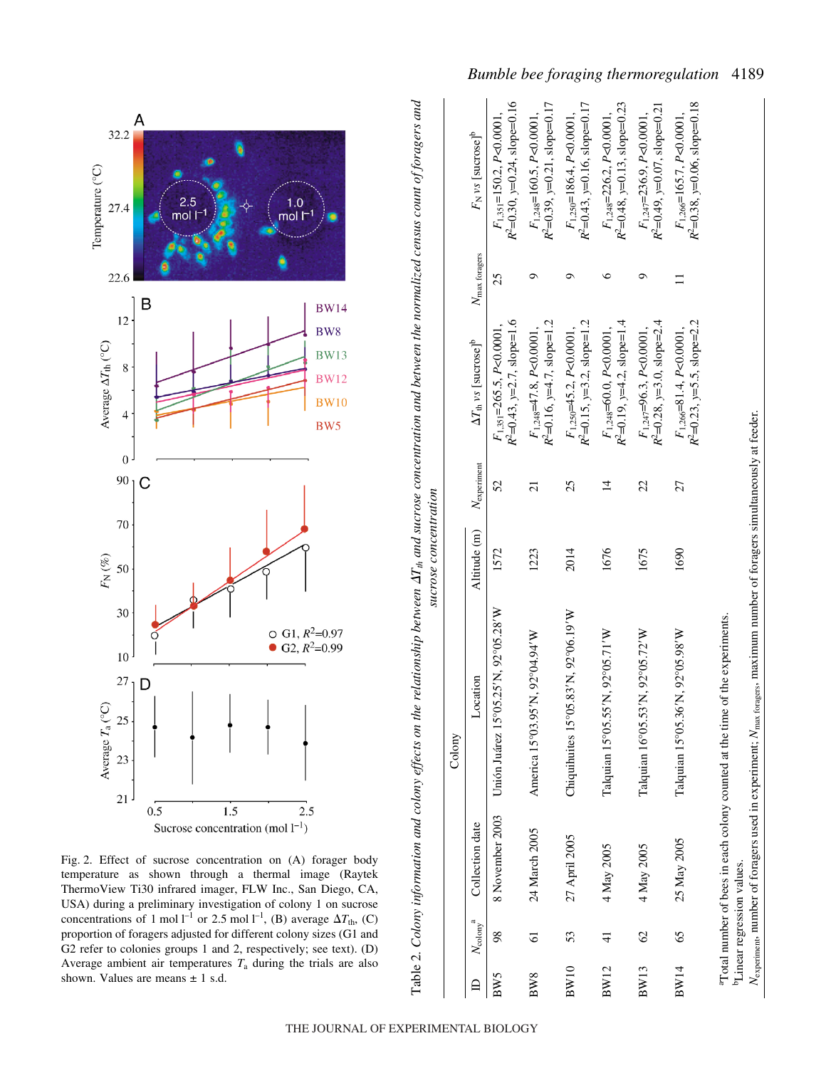Fig. 2. Effect of sucrose concentration on (A) forager body temperature as shown through a thermal image (Raytek ThermoView Ti30 infrared imager, FLW Inc., San Diego, CA, USA) during a preliminary investigation of colony 1 on sucrose concentrations of 1 mol $l^{-1}$ or 2.5 mol $l^{-1}$, (B) average $\Delta T_{th}$, (C) proportion of foragers adjusted for different colony sizes (G1 and G2 refer to colonies groups 1 and 2, respectively; see text). (D) Average ambient air temperatures $T_a$ during the trials are also shown. Values are means ± 1 s.d.

Table 2. *Colony information and colony effects on the relationship between $\Delta T_{th}$ and sucrose concentration and between the normalized census count of foragers and sucrose concentration*

| Colony | | | | | | | | |
|---|---|---|---|---|---|---|---|---|
| ID | $N_{colony}$[a] | Collection date | Location | Altitude (m) | $N_{experiment}$ | $\Delta T_{th}$ *vs* [sucrose][b] | $N_{max\ foragers}$ | $F_N$ *vs* [sucrose][b] |
| BW5 | 98 | 8 November 2003 | Unión Juárez 15°05.25′N, 92°05.28′W | 1572 | 52 | $F_{1,351}$=265.5, $P$<0.0001, $R^2$=0.43, y=2.7, slope=1.6 | 25 | $F_{1,351}$=150.2, $P$<0.0001, $R^2$=0.30, y=0.24, slope=0.16 |
| BW8 | 61 | 24 March 2005 | America 15°03.95′N, 92°04.94′W | 1223 | 21 | $F_{1,248}$=47.8, $P$<0.0001, $R^2$=0.16, y=4.7, slope=1.2 | 9 | $F_{1,248}$=160.5, $P$<0.0001, $R^2$=0.39, y=0.21, slope=0.17 |
| BW10 | 53 | 27 April 2005 | Chiquihuites 15°05.83′N, 92°06.19′W | 2014 | 25 | $F_{1,250}$=45.2, $P$<0.0001, $R^2$=0.15, y=3.2, slope=1.2 | 9 | $F_{1,250}$=186.4, $P$<0.0001, $R^2$=0.43, y=0.16, slope=0.17 |
| BW12 | 41 | 4 May 2005 | Talquian 15°05.55′N, 92°05.71′W | 1676 | 14 | $F_{1,248}$=60.0, $P$<0.0001, $R^2$=0.19, y=4.2, slope=1.4 | 6 | $F_{1,248}$=226.2, $P$<0.0001, $R^2$=0.48, y=0.13, slope=0.23 |
| BW13 | 62 | 4 May 2005 | Talquian 16°05.53′N, 92°05.72′W | 1675 | 22 | $F_{1,247}$=96.3, $P$<0.0001, $R^2$=0.28, y=3.0, slope=2.4 | 9 | $F_{1,247}$=236.9, $P$<0.0001, $R^2$=0.49, y=0.07, slope=0.21 |
| BW14 | 65 | 25 May 2005 | Talquian 15°05.36′N, 92°05.98′W | 1690 | 27 | $F_{1,266}$=81.4, $P$<0.0001, $R^2$=0.23, y=5.5, slope=2.2 | 11 | $F_{1,266}$=165.7, $P$<0.0001, $R^2$=0.38, y=0.06, slope=0.18 |

[a]Total number of bees in each colony counted at the time of the experiments.

[b]Linear regression values.

$N_{experiment}$, number of foragers used in experiment; $N_{max\ foragers}$, maximum number of foragers simultaneously at feeder.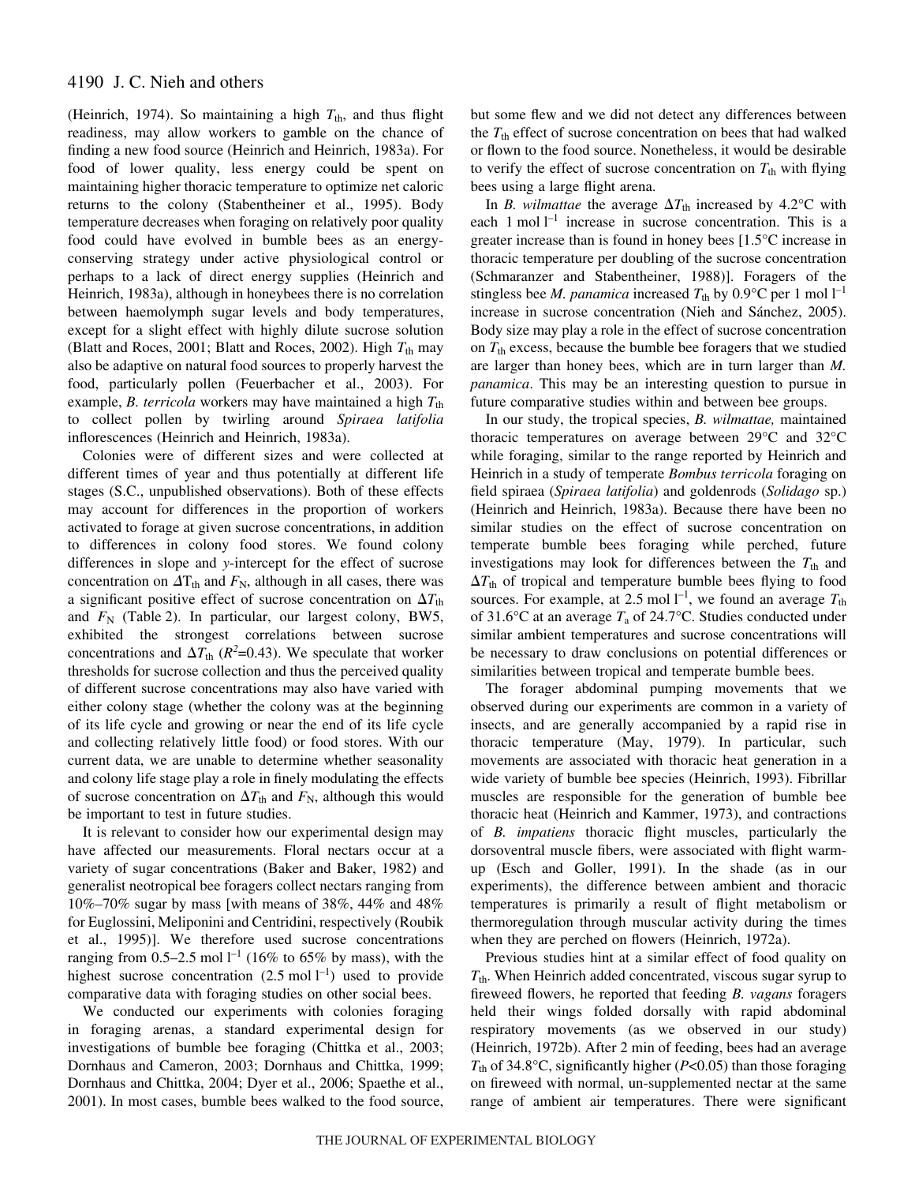(Heinrich, 1974). So maintaining a high $T_{th}$, and thus flight readiness, may allow workers to gamble on the chance of finding a new food source (Heinrich and Heinrich, 1983a). For food of lower quality, less energy could be spent on maintaining higher thoracic temperature to optimize net caloric returns to the colony (Stabentheiner et al., 1995). Body temperature decreases when foraging on relatively poor quality food could have evolved in bumble bees as an energy-conserving strategy under active physiological control or perhaps to a lack of direct energy supplies (Heinrich and Heinrich, 1983a), although in honeybees there is no correlation between haemolymph sugar levels and body temperatures, except for a slight effect with highly dilute sucrose solution (Blatt and Roces, 2001; Blatt and Roces, 2002). High $T_{th}$ may also be adaptive on natural food sources to properly harvest the food, particularly pollen (Feuerbacher et al., 2003). For example, *B. terricola* workers may have maintained a high $T_{th}$ to collect pollen by twirling around *Spiraea latifolia* inflorescences (Heinrich and Heinrich, 1983a).

Colonies were of different sizes and were collected at different times of year and thus potentially at different life stages (S.C., unpublished observations). Both of these effects may account for differences in the proportion of workers activated to forage at given sucrose concentrations, in addition to differences in colony food stores. We found colony differences in slope and *y*-intercept for the effect of sucrose concentration on $\Delta T_{th}$ and $F_N$, although in all cases, there was a significant positive effect of sucrose concentration on $\Delta T_{th}$ and $F_N$ (Table 2). In particular, our largest colony, BW5, exhibited the strongest correlations between sucrose concentrations and $\Delta T_{th}$ ($R^2$=0.43). We speculate that worker thresholds for sucrose collection and thus the perceived quality of different sucrose concentrations may also have varied with either colony stage (whether the colony was at the beginning of its life cycle and growing or near the end of its life cycle and collecting relatively little food) or food stores. With our current data, we are unable to determine whether seasonality and colony life stage play a role in finely modulating the effects of sucrose concentration on $\Delta T_{th}$ and $F_N$, although this would be important to test in future studies.

It is relevant to consider how our experimental design may have affected our measurements. Floral nectars occur at a variety of sugar concentrations (Baker and Baker, 1982) and generalist neotropical bee foragers collect nectars ranging from 10%–70% sugar by mass [with means of 38%, 44% and 48% for Euglossini, Meliponini and Centridini, respectively (Roubik et al., 1995)]. We therefore used sucrose concentrations ranging from 0.5–2.5 mol $l^{-1}$ (16% to 65% by mass), with the highest sucrose concentration (2.5 mol $l^{-1}$) used to provide comparative data with foraging studies on other social bees.

We conducted our experiments with colonies foraging in foraging arenas, a standard experimental design for investigations of bumble bee foraging (Chittka et al., 2003; Dornhaus and Cameron, 2003; Dornhaus and Chittka, 1999; Dornhaus and Chittka, 2004; Dyer et al., 2006; Spaethe et al., 2001). In most cases, bumble bees walked to the food source, but some flew and we did not detect any differences between the $T_{th}$ effect of sucrose concentration on bees that had walked or flown to the food source. Nonetheless, it would be desirable to verify the effect of sucrose concentration on $T_{th}$ with flying bees using a large flight arena.

In *B. wilmattae* the average $\Delta T_{th}$ increased by 4.2°C with each 1 mol $l^{-1}$ increase in sucrose concentration. This is a greater increase than is found in honey bees [1.5°C increase in thoracic temperature per doubling of the sucrose concentration (Schmaranzer and Stabentheiner, 1988)]. Foragers of the stingless bee *M. panamica* increased $T_{th}$ by 0.9°C per 1 mol $l^{-1}$ increase in sucrose concentration (Nieh and Sánchez, 2005). Body size may play a role in the effect of sucrose concentration on $T_{th}$ excess, because the bumble bee foragers that we studied are larger than honey bees, which are in turn larger than *M. panamica*. This may be an interesting question to pursue in future comparative studies within and between bee groups.

In our study, the tropical species, *B. wilmattae,* maintained thoracic temperatures on average between 29°C and 32°C while foraging, similar to the range reported by Heinrich and Heinrich in a study of temperate *Bombus terricola* foraging on field spiraea (*Spiraea latifolia*) and goldenrods (*Solidago* sp.) (Heinrich and Heinrich, 1983a). Because there have been no similar studies on the effect of sucrose concentration on temperate bumble bees foraging while perched, future investigations may look for differences between the $T_{th}$ and $\Delta T_{th}$ of tropical and temperate bumble bees flying to food sources. For example, at 2.5 mol $l^{-1}$, we found an average $T_{th}$ of 31.6°C at an average $T_a$ of 24.7°C. Studies conducted under similar ambient temperatures and sucrose concentrations will be necessary to draw conclusions on potential differences or similarities between tropical and temperate bumble bees.

The forager abdominal pumping movements that we observed during our experiments are common in a variety of insects, and are generally accompanied by a rapid rise in thoracic temperature (May, 1979). In particular, such movements are associated with thoracic heat generation in a wide variety of bumble bee species (Heinrich, 1993). Fibrillar muscles are responsible for the generation of bumble bee thoracic heat (Heinrich and Kammer, 1973), and contractions of *B. impatiens* thoracic flight muscles, particularly the dorsoventral muscle fibers, were associated with flight warm-up (Esch and Goller, 1991). In the shade (as in our experiments), the difference between ambient and thoracic temperatures is primarily a result of flight metabolism or thermoregulation through muscular activity during the times when they are perched on flowers (Heinrich, 1972a).

Previous studies hint at a similar effect of food quality on $T_{th}$. When Heinrich added concentrated, viscous sugar syrup to fireweed flowers, he reported that feeding *B. vagans* foragers held their wings folded dorsally with rapid abdominal respiratory movements (as we observed in our study) (Heinrich, 1972b). After 2 min of feeding, bees had an average $T_{th}$ of 34.8°C, significantly higher ($P$<0.05) than those foraging on fireweed with normal, un-supplemented nectar at the same range of ambient air temperatures. There were significant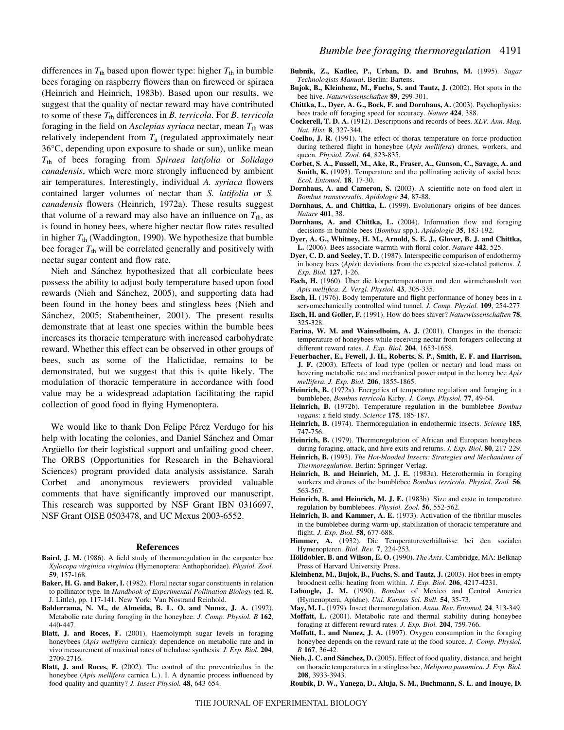differences in $T_{th}$ based upon flower type: higher $T_{th}$ in bumble bees foraging on raspberry flowers than on fireweed or spiraea (Heinrich and Heinrich, 1983b). Based upon our results, we suggest that the quality of nectar reward may have contributed to some of these $T_{th}$ differences in *B. terricola*. For *B. terricola* foraging in the field on *Asclepias syriaca* nectar, mean $T_{th}$ was relatively independent from $T_a$ (regulated approximately near 36°C, depending upon exposure to shade or sun), unlike mean $T_{th}$ of bees foraging from *Spiraea latifolia* or *Solidago canadensis*, which were more strongly influenced by ambient air temperatures. Interestingly, individual *A. syriaca* flowers contained larger volumes of nectar than *S. latifolia* or *S. canadensis* flowers (Heinrich, 1972a). These results suggest that volume of a reward may also have an influence on $T_{th}$, as is found in honey bees, where higher nectar flow rates resulted in higher $T_{th}$ (Waddington, 1990). We hypothesize that bumble bee forager $T_{th}$ will be correlated generally and positively with nectar sugar content and flow rate.

Nieh and Sánchez hypothesized that all corbiculate bees possess the ability to adjust body temperature based upon food rewards (Nieh and Sánchez, 2005), and supporting data had been found in the honey bees and stingless bees (Nieh and Sánchez, 2005; Stabentheiner, 2001). The present results demonstrate that at least one species within the bumble bees increases its thoracic temperature with increased carbohydrate reward. Whether this effect can be observed in other groups of bees, such as some of the Halictidae, remains to be demonstrated, but we suggest that this is quite likely. The modulation of thoracic temperature in accordance with food value may be a widespread adaptation facilitating the rapid collection of good food in flying Hymenoptera.

We would like to thank Don Felipe Pérez Verdugo for his help with locating the colonies, and Daniel Sánchez and Omar Argüello for their logistical support and unfailing good cheer. The ORBS (Opportunities for Research in the Behavioral Sciences) program provided data analysis assistance. Sarah Corbet and anonymous reviewers provided valuable comments that have significantly improved our manuscript. This research was supported by NSF Grant IBN 0316697, NSF Grant OISE 0503478, and UC Mexus 2003-6552.

## References

**Baird, J. M.** (1986). A field study of thermoregulation in the carpenter bee *Xylocopa virginica virginica* (Hymenoptera: Anthophoridae). *Physiol. Zool.* **59**, 157-168.

**Baker, H. G. and Baker, I.** (1982). Floral nectar sugar constituents in relation to pollinator type. In *Handbook of Experimental Pollination Biology* (ed. R. J. Little), pp. 117-141. New York: Van Nostrand Reinhold.

**Balderrama, N. M., de Almeida, B. L. O. and Nunez, J. A.** (1992). Metabolic rate during foraging in the honeybee. *J. Comp. Physiol. B* **162**, 440-447.

**Blatt, J. and Roces, F.** (2001). Haemolymph sugar levels in foraging honeybees (*Apis mellifera* carnica): dependence on metabolic rate and in vivo measurement of maximal rates of trehalose synthesis. *J. Exp. Biol.* **204**, 2709-2716.

**Blatt, J. and Roces, F.** (2002). The control of the proventriculus in the honeybee (*Apis mellifera* carnica L.). I. A dynamic process influenced by food quality and quantity? *J. Insect Physiol.* **48**, 643-654.

**Bubnik, Z., Kadlec, P., Urban, D. and Bruhns, M.** (1995). *Sugar Technologists Manual*. Berlin: Bartens.

**Bujok, B., Kleinhenz, M., Fuchs, S. and Tautz, J.** (2002). Hot spots in the bee hive. *Naturwissenschaften* **89**, 299-301.

**Chittka, L., Dyer, A. G., Bock, F. and Dornhaus, A.** (2003). Psychophysics: bees trade off foraging speed for accuracy. *Nature* **424**, 388.

**Cockerell, T. D. A.** (1912). Descriptions and records of bees. *XLV. Ann. Mag. Nat. Hist.* **8**, 327-344.

**Coelho, J. R.** (1991). The effect of thorax temperature on force production during tethered flight in honeybee (*Apis mellifera*) drones, workers, and queen. *Physiol. Zool.* **64**, 823-835.

**Corbet, S. A., Fussell, M., Ake, R., Fraser, A., Gunson, C., Savage, A. and Smith, K.** (1993). Temperature and the pollinating activity of social bees. *Ecol. Entomol.* **18**, 17-30.

**Dornhaus, A. and Cameron, S.** (2003). A scientific note on food alert in *Bombus transversalis*. *Apidologie* **34**, 87-88.

**Dornhaus, A. and Chittka, L.** (1999). Evolutionary origins of bee dances. *Nature* **401**, 38.

**Dornhaus, A. and Chittka, L.** (2004). Information flow and foraging decisions in bumble bees (*Bombus* spp.). *Apidologie* **35**, 183-192.

**Dyer, A. G., Whitney, H. M., Arnold, S. E. J., Glover, B. J. and Chittka, L.** (2006). Bees associate warmth with floral color. *Nature* **442**, 525.

**Dyer, C. D. and Seeley, T. D.** (1987). Interspecific comparison of endothermy in honey bees (*Apis*): deviations from the expected size-related patterns. *J. Exp. Biol.* **127**, 1-26.

**Esch, H.** (1960). Über die körpertemperaturen und den wärmehaushalt von *Apis mellifica*. *Z. Vergl. Physiol.* **43**, 305-335.

**Esch, H.** (1976). Body temperature and flight performance of honey bees in a servomechanically controlled wind tunnel. *J. Comp. Physiol.* **109**, 254-277.

**Esch, H. and Goller, F.** (1991). How do bees shiver? *Naturwissenschaften* **78**, 325-328.

**Farina, W. M. and Wainselboim, A. J.** (2001). Changes in the thoracic temperature of honeybees while receiving nectar from foragers collecting at different reward rates. *J. Exp. Biol.* **204**, 1653-1658.

**Feuerbacher, E., Fewell, J. H., Roberts, S. P., Smith, E. F. and Harrison, J. F.** (2003). Effects of load type (pollen or nectar) and load mass on hovering metabolic rate and mechanical power output in the honey bee *Apis mellifera*. *J. Exp. Biol.* **206**, 1855-1865.

**Heinrich, B.** (1972a). Energetics of temperature regulation and foraging in a bumblebee, *Bombus terricola* Kirby. *J. Comp. Physiol.* **77**, 49-64.

**Heinrich, B.** (1972b). Temperature regulation in the bumblebee *Bombus vagans*: a field study. *Science* **175**, 185-187.

**Heinrich, B.** (1974). Thermoregulation in endothermic insects. *Science* **185**, 747-756.

**Heinrich, B.** (1979). Thermoregulation of African and European honeybees during foraging, attack, and hive exits and returns. *J. Exp. Biol.* **80**, 217-229.

**Heinrich, B.** (1993). *The Hot-blooded Insects: Strategies and Mechanisms of Thermoregulation*. Berlin: Springer-Verlag.

**Heinrich, B. and Heinrich, M. J. E.** (1983a). Heterothermia in foraging workers and drones of the bumblebee *Bombus terricola*. *Physiol. Zool.* **56**, 563-567.

**Heinrich, B. and Heinrich, M. J. E.** (1983b). Size and caste in temperature regulation by bumblebees. *Physiol. Zool.* **56**, 552-562.

**Heinrich, B. and Kammer, A. E.** (1973). Activation of the fibrillar muscles in the bumblebee during warm-up, stabilization of thoracic temperature and flight. *J. Exp. Biol.* **58**, 677-688.

**Himmer, A.** (1932). Die Temperaturverhältnisse bei den sozialen Hymenopteren. *Biol. Rev.* **7**, 224-253.

**Hölldobler, B. and Wilson, E. O.** (1990). *The Ants*. Cambridge, MA: Belknap Press of Harvard University Press.

**Kleinhenz, M., Bujok, B., Fuchs, S. and Tautz, J.** (2003). Hot bees in empty broodnest cells: heating from within. *J. Exp. Biol.* **206**, 4217-4231.

**Labougle, J. M.** (1990). *Bombus* of Mexico and Central America (Hymenoptera, Apidae). *Uni. Kansas Sci. Bull.* **54**, 35-73.

**May, M. L.** (1979). Insect thermoregulation. *Annu. Rev. Entomol.* **24**, 313-349.

**Moffatt, L.** (2001). Metabolic rate and thermal stability during honeybee foraging at different reward rates. *J. Exp. Biol.* **204**, 759-766.

**Moffatt, L. and Nunez, J. A.** (1997). Oxygen consumption in the foraging honeybee depends on the reward rate at the food source. *J. Comp. Physiol. B* **167**, 36-42.

**Nieh, J. C. and Sánchez, D.** (2005). Effect of food quality, distance, and height on thoracic temperatures in a stingless bee, *Melipona panamica*. *J. Exp. Biol.* **208**, 3933-3943.

**Roubik, D. W., Yanega, D., Aluja, S. M., Buchmann, S. L. and Inouye, D.**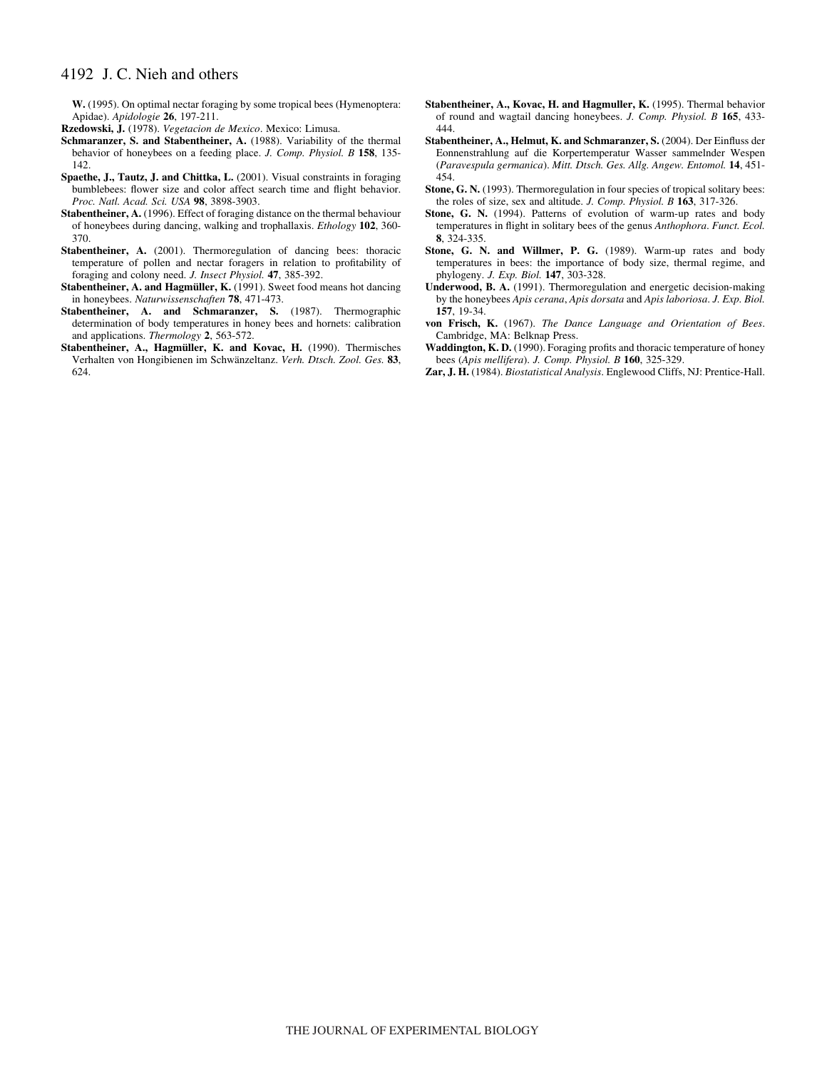**W.** (1995). On optimal nectar foraging by some tropical bees (Hymenoptera: Apidae). *Apidologie* **26**, 197-211.

**Rzedowski, J.** (1978). *Vegetacion de Mexico*. Mexico: Limusa.

**Schmaranzer, S. and Stabentheiner, A.** (1988). Variability of the thermal behavior of honeybees on a feeding place. *J. Comp. Physiol. B* **158**, 135-142.

**Spaethe, J., Tautz, J. and Chittka, L.** (2001). Visual constraints in foraging bumblebees: flower size and color affect search time and flight behavior. *Proc. Natl. Acad. Sci. USA* **98**, 3898-3903.

**Stabentheiner, A.** (1996). Effect of foraging distance on the thermal behaviour of honeybees during dancing, walking and trophallaxis. *Ethology* **102**, 360-370.

**Stabentheiner, A.** (2001). Thermoregulation of dancing bees: thoracic temperature of pollen and nectar foragers in relation to profitability of foraging and colony need. *J. Insect Physiol.* **47**, 385-392.

**Stabentheiner, A. and Hagmüller, K.** (1991). Sweet food means hot dancing in honeybees. *Naturwissenschaften* **78**, 471-473.

**Stabentheiner, A. and Schmaranzer, S.** (1987). Thermographic determination of body temperatures in honey bees and hornets: calibration and applications. *Thermology* **2**, 563-572.

**Stabentheiner, A., Hagmüller, K. and Kovac, H.** (1990). Thermisches Verhalten von Hongibienen im Schwänzeltanz. *Verh. Dtsch. Zool. Ges.* **83**, 624.

**Stabentheiner, A., Kovac, H. and Hagmuller, K.** (1995). Thermal behavior of round and wagtail dancing honeybees. *J. Comp. Physiol. B* **165**, 433-444.

**Stabentheiner, A., Helmut, K. and Schmaranzer, S.** (2004). Der Einfluss der Eonnenstrahlung auf die Korpertemperatur Wasser sammelnder Wespen (*Paravespula germanica*). *Mitt. Dtsch. Ges. Allg. Angew. Entomol.* **14**, 451-454.

**Stone, G. N.** (1993). Thermoregulation in four species of tropical solitary bees: the roles of size, sex and altitude. *J. Comp. Physiol. B* **163**, 317-326.

**Stone, G. N.** (1994). Patterns of evolution of warm-up rates and body temperatures in flight in solitary bees of the genus *Anthophora*. *Funct. Ecol.* **8**, 324-335.

**Stone, G. N. and Willmer, P. G.** (1989). Warm-up rates and body temperatures in bees: the importance of body size, thermal regime, and phylogeny. *J. Exp. Biol.* **147**, 303-328.

**Underwood, B. A.** (1991). Thermoregulation and energetic decision-making by the honeybees *Apis cerana*, *Apis dorsata* and *Apis laboriosa*. *J. Exp. Biol.* **157**, 19-34.

**von Frisch, K.** (1967). *The Dance Language and Orientation of Bees*. Cambridge, MA: Belknap Press.

**Waddington, K. D.** (1990). Foraging profits and thoracic temperature of honey bees (*Apis mellifera*). *J. Comp. Physiol. B* **160**, 325-329.

**Zar, J. H.** (1984). *Biostatistical Analysis*. Englewood Cliffs, NJ: Prentice-Hall.